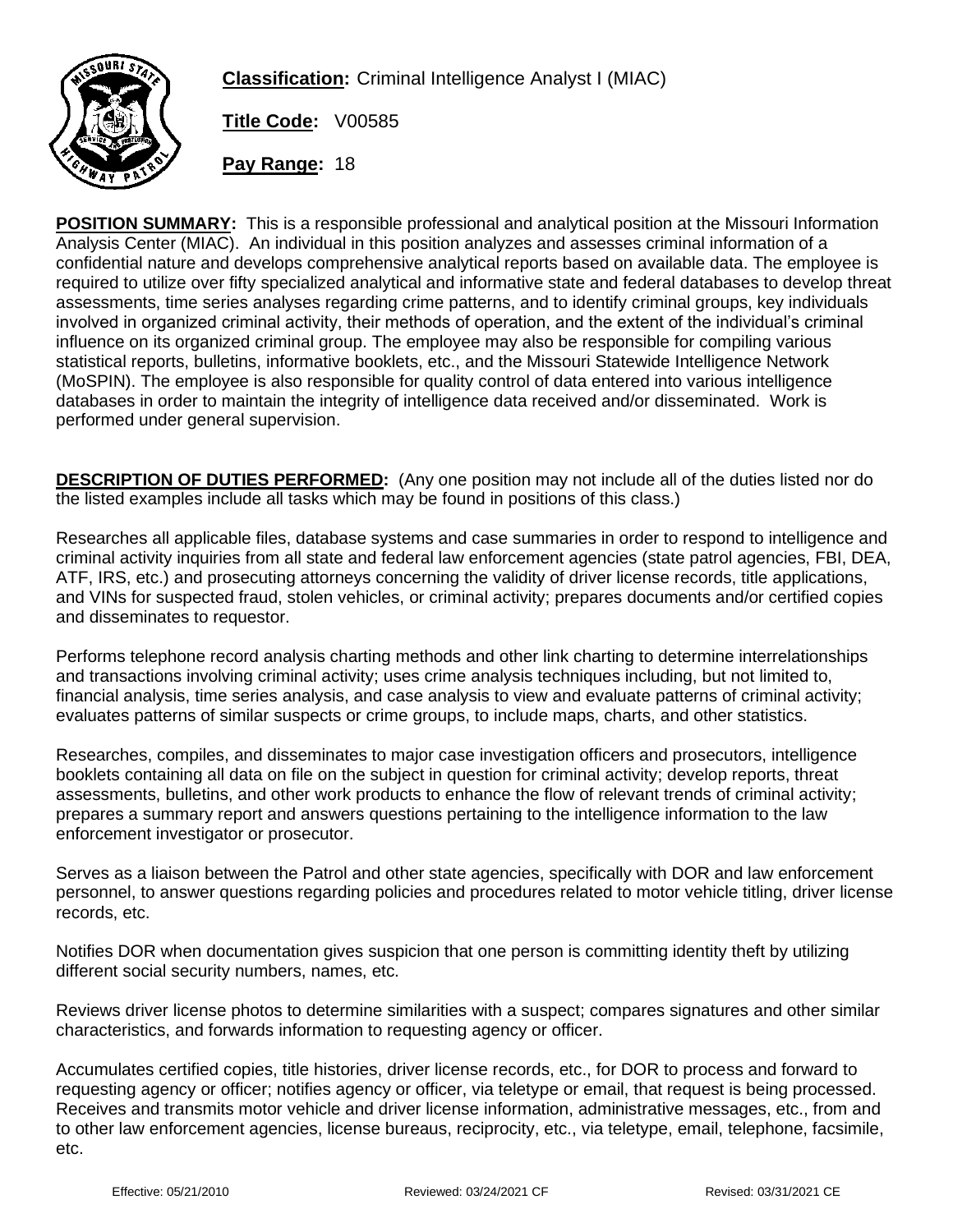**Classification:** Criminal Intelligence Analyst I (MIAC)

**Title Code:** V00585

**Pay Range:** 18

**POSITION SUMMARY:** This is a responsible professional and analytical position at the Missouri Information Analysis Center (MIAC). An individual in this position analyzes and assesses criminal information of a confidential nature and develops comprehensive analytical reports based on available data. The employee is required to utilize over fifty specialized analytical and informative state and federal databases to develop threat assessments, time series analyses regarding crime patterns, and to identify criminal groups, key individuals involved in organized criminal activity, their methods of operation, and the extent of the individual's criminal influence on its organized criminal group. The employee may also be responsible for compiling various statistical reports, bulletins, informative booklets, etc., and the Missouri Statewide Intelligence Network (MoSPIN). The employee is also responsible for quality control of data entered into various intelligence databases in order to maintain the integrity of intelligence data received and/or disseminated. Work is performed under general supervision.

**DESCRIPTION OF DUTIES PERFORMED:** (Any one position may not include all of the duties listed nor do the listed examples include all tasks which may be found in positions of this class.)

Researches all applicable files, database systems and case summaries in order to respond to intelligence and criminal activity inquiries from all state and federal law enforcement agencies (state patrol agencies, FBI, DEA, ATF, IRS, etc.) and prosecuting attorneys concerning the validity of driver license records, title applications, and VINs for suspected fraud, stolen vehicles, or criminal activity; prepares documents and/or certified copies and disseminates to requestor.

Performs telephone record analysis charting methods and other link charting to determine interrelationships and transactions involving criminal activity; uses crime analysis techniques including, but not limited to, financial analysis, time series analysis, and case analysis to view and evaluate patterns of criminal activity; evaluates patterns of similar suspects or crime groups, to include maps, charts, and other statistics.

Researches, compiles, and disseminates to major case investigation officers and prosecutors, intelligence booklets containing all data on file on the subject in question for criminal activity; develop reports, threat assessments, bulletins, and other work products to enhance the flow of relevant trends of criminal activity; prepares a summary report and answers questions pertaining to the intelligence information to the law enforcement investigator or prosecutor.

Serves as a liaison between the Patrol and other state agencies, specifically with DOR and law enforcement personnel, to answer questions regarding policies and procedures related to motor vehicle titling, driver license records, etc.

Notifies DOR when documentation gives suspicion that one person is committing identity theft by utilizing different social security numbers, names, etc.

Reviews driver license photos to determine similarities with a suspect; compares signatures and other similar characteristics, and forwards information to requesting agency or officer.

Accumulates certified copies, title histories, driver license records, etc., for DOR to process and forward to requesting agency or officer; notifies agency or officer, via teletype or email, that request is being processed. Receives and transmits motor vehicle and driver license information, administrative messages, etc., from and to other law enforcement agencies, license bureaus, reciprocity, etc., via teletype, email, telephone, facsimile, etc.

Effective: 05/21/2010 Reviewed: 03/24/2021 CF Revised: 03/31/2021 CE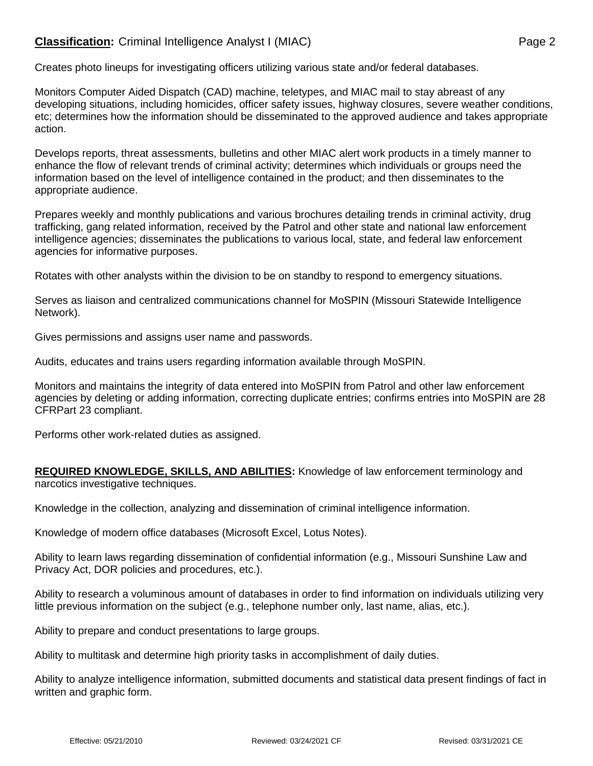Creates photo lineups for investigating officers utilizing various state and/or federal databases.

Monitors Computer Aided Dispatch (CAD) machine, teletypes, and MIAC mail to stay abreast of any developing situations, including homicides, officer safety issues, highway closures, severe weather conditions, etc; determines how the information should be disseminated to the approved audience and takes appropriate action.

Develops reports, threat assessments, bulletins and other MIAC alert work products in a timely manner to enhance the flow of relevant trends of criminal activity; determines which individuals or groups need the information based on the level of intelligence contained in the product; and then disseminates to the appropriate audience.

Prepares weekly and monthly publications and various brochures detailing trends in criminal activity, drug trafficking, gang related information, received by the Patrol and other state and national law enforcement intelligence agencies; disseminates the publications to various local, state, and federal law enforcement agencies for informative purposes.

Rotates with other analysts within the division to be on standby to respond to emergency situations.

Serves as liaison and centralized communications channel for MoSPIN (Missouri Statewide Intelligence Network).

Gives permissions and assigns user name and passwords.

Audits, educates and trains users regarding information available through MoSPIN.

Monitors and maintains the integrity of data entered into MoSPIN from Patrol and other law enforcement agencies by deleting or adding information, correcting duplicate entries; confirms entries into MoSPIN are 28 CFRPart 23 compliant.

Performs other work-related duties as assigned.

**REQUIRED KNOWLEDGE, SKILLS, AND ABILITIES:** Knowledge of law enforcement terminology and narcotics investigative techniques.

Knowledge in the collection, analyzing and dissemination of criminal intelligence information.

Knowledge of modern office databases (Microsoft Excel, Lotus Notes).

Ability to learn laws regarding dissemination of confidential information (e.g., Missouri Sunshine Law and Privacy Act, DOR policies and procedures, etc.).

Ability to research a voluminous amount of databases in order to find information on individuals utilizing very little previous information on the subject (e.g., telephone number only, last name, alias, etc.).

Ability to prepare and conduct presentations to large groups.

Ability to multitask and determine high priority tasks in accomplishment of daily duties.

Ability to analyze intelligence information, submitted documents and statistical data present findings of fact in written and graphic form.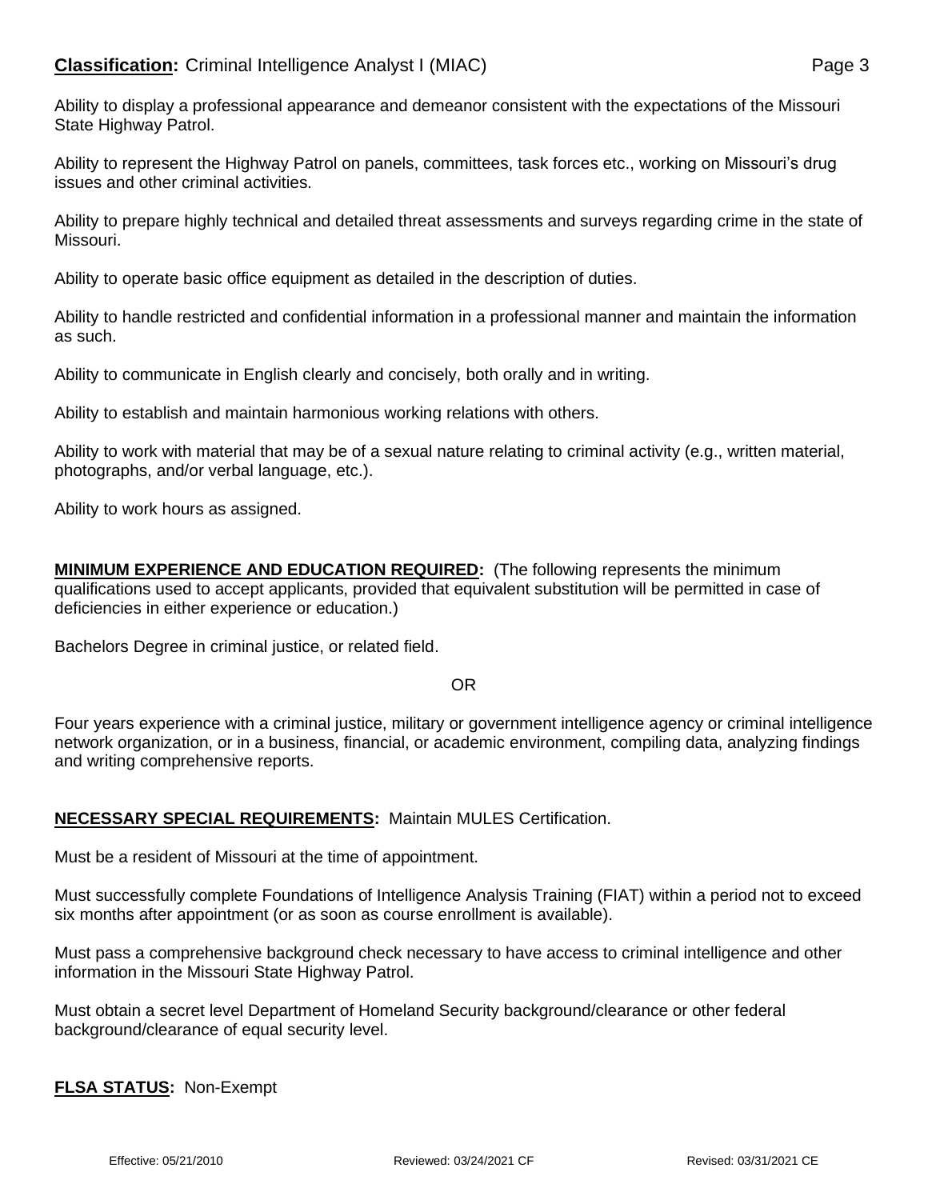Ability to display a professional appearance and demeanor consistent with the expectations of the Missouri State Highway Patrol.

Ability to represent the Highway Patrol on panels, committees, task forces etc., working on Missouri's drug issues and other criminal activities.

Ability to prepare highly technical and detailed threat assessments and surveys regarding crime in the state of Missouri.

Ability to operate basic office equipment as detailed in the description of duties.

Ability to handle restricted and confidential information in a professional manner and maintain the information as such.

Ability to communicate in English clearly and concisely, both orally and in writing.

Ability to establish and maintain harmonious working relations with others.

Ability to work with material that may be of a sexual nature relating to criminal activity (e.g., written material, photographs, and/or verbal language, etc.).

Ability to work hours as assigned.

**MINIMUM EXPERIENCE AND EDUCATION REQUIRED:** (The following represents the minimum qualifications used to accept applicants, provided that equivalent substitution will be permitted in case of deficiencies in either experience or education.)

Bachelors Degree in criminal justice, or related field.

OR

Four years experience with a criminal justice, military or government intelligence agency or criminal intelligence network organization, or in a business, financial, or academic environment, compiling data, analyzing findings and writing comprehensive reports.

**NECESSARY SPECIAL REQUIREMENTS:** Maintain MULES Certification.

Must be a resident of Missouri at the time of appointment.

Must successfully complete Foundations of Intelligence Analysis Training (FIAT) within a period not to exceed six months after appointment (or as soon as course enrollment is available).

Must pass a comprehensive background check necessary to have access to criminal intelligence and other information in the Missouri State Highway Patrol.

Must obtain a secret level Department of Homeland Security background/clearance or other federal background/clearance of equal security level.

**FLSA STATUS:** Non-Exempt

Effective: 05/21/2010 Reviewed: 03/24/2021 CF Revised: 03/31/2021 CE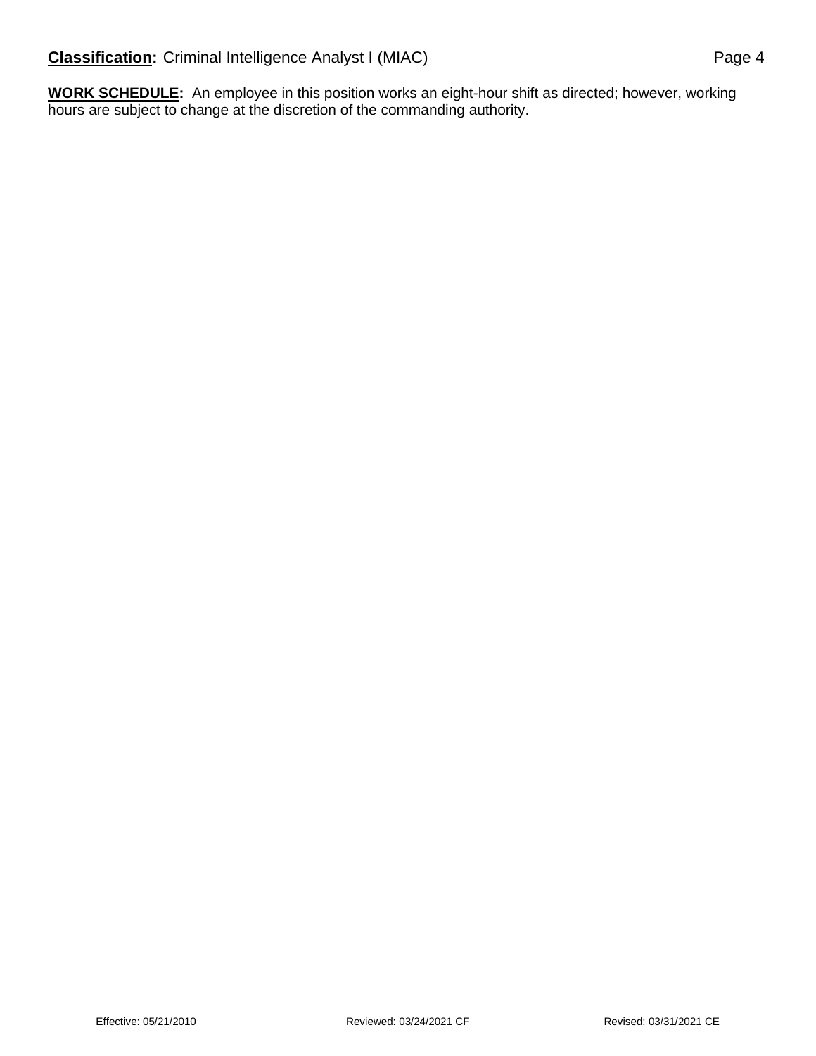**WORK SCHEDULE:** An employee in this position works an eight-hour shift as directed; however, working hours are subject to change at the discretion of the commanding authority.